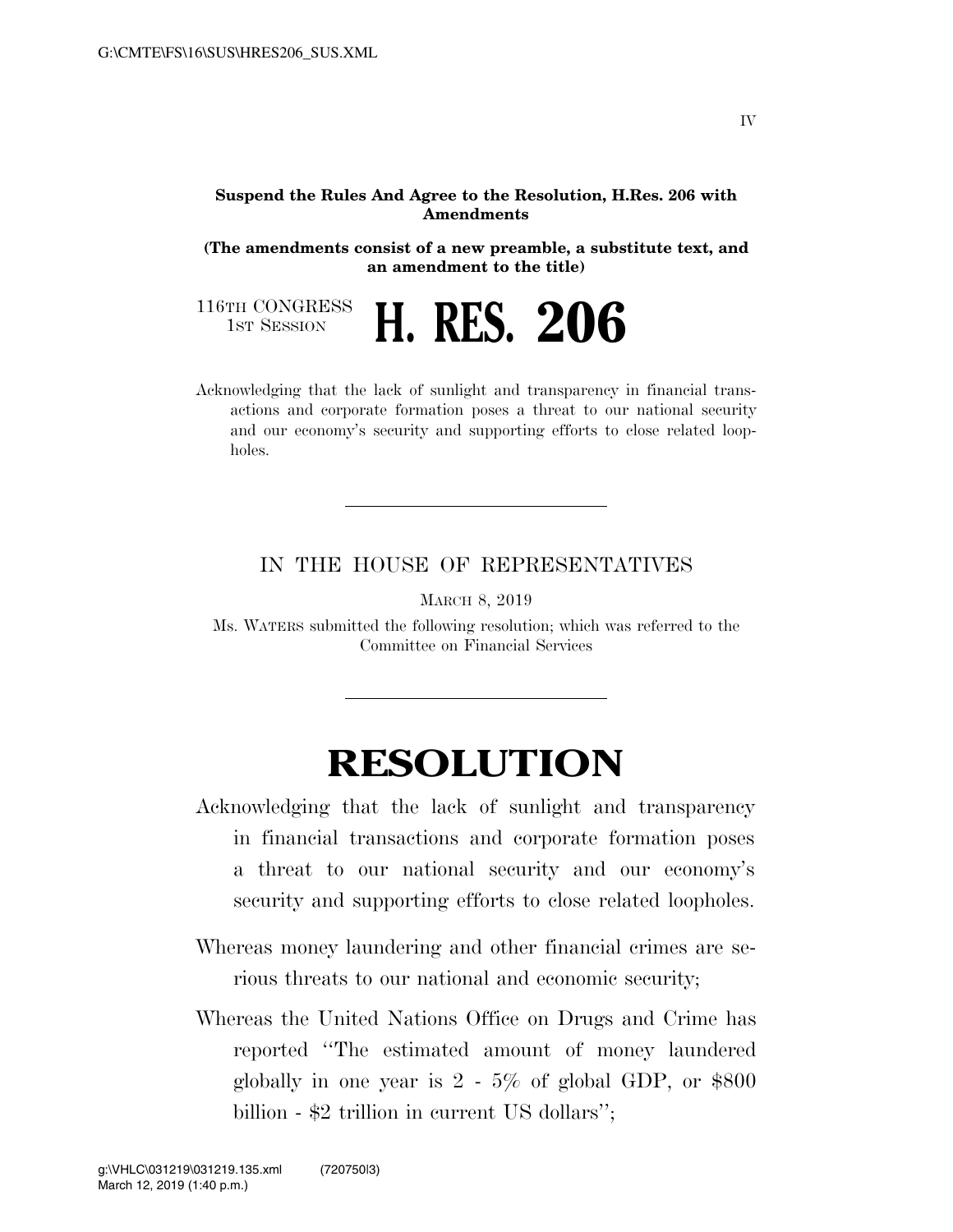**Suspend the Rules And Agree to the Resolution, H.Res. 206 with Amendments**

**(The amendments consist of a new preamble, a substitute text, and an amendment to the title)**

116TH CONGRESS
1ST SESSION

# H. RES. 206

Acknowledging that the lack of sunlight and transparency in financial transactions and corporate formation poses a threat to our national security and our economy's security and supporting efforts to close related loopholes.

---

IN THE HOUSE OF REPRESENTATIVES

MARCH 8, 2019

Ms. WATERS submitted the following resolution; which was referred to the Committee on Financial Services

---

# RESOLUTION

Acknowledging that the lack of sunlight and transparency in financial transactions and corporate formation poses a threat to our national security and our economy's security and supporting efforts to close related loopholes.

Whereas money laundering and other financial crimes are serious threats to our national and economic security;

Whereas the United Nations Office on Drugs and Crime has reported "The estimated amount of money laundered globally in one year is 2 - 5% of global GDP, or $800 billion - $2 trillion in current US dollars";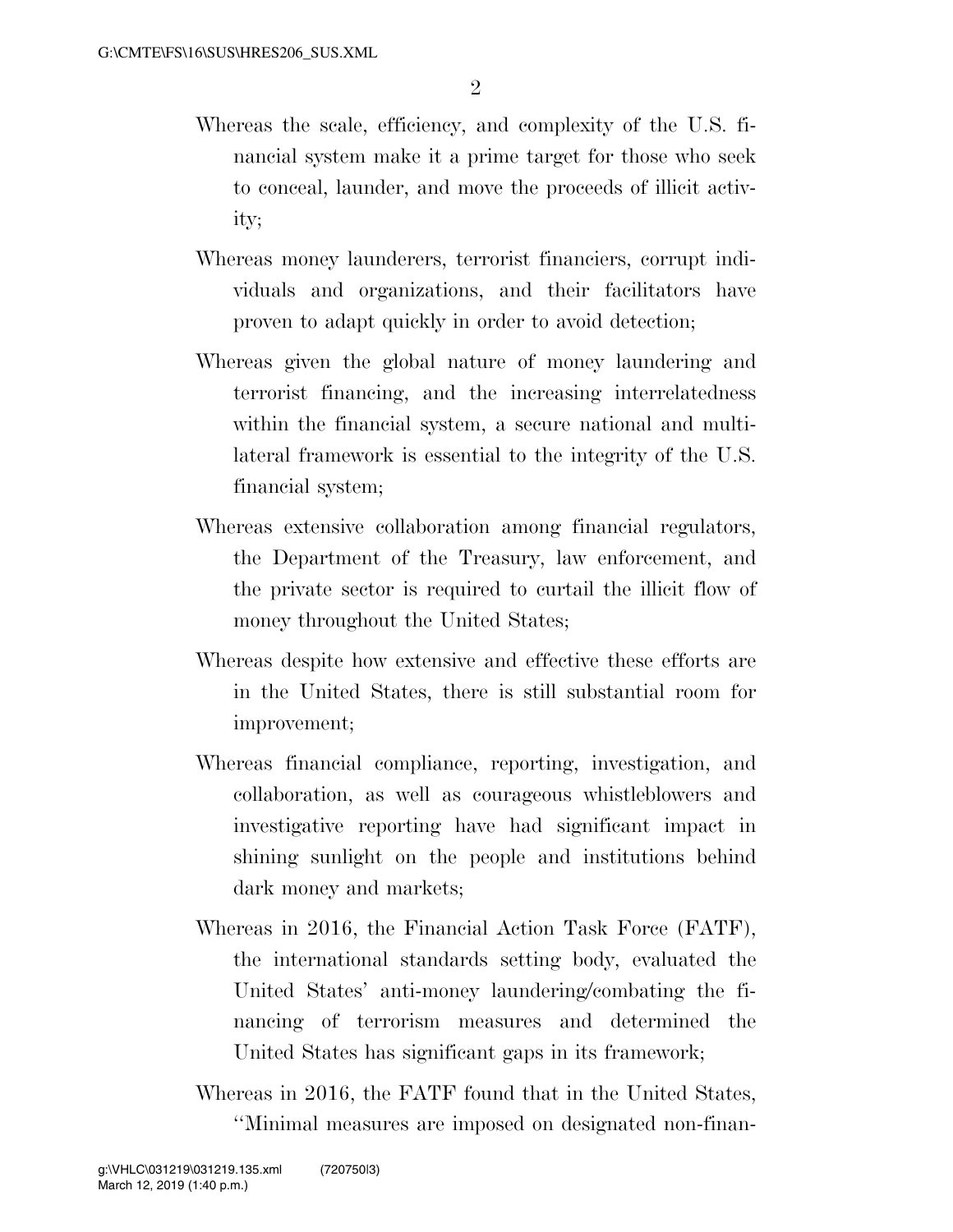Whereas the scale, efficiency, and complexity of the U.S. financial system make it a prime target for those who seek to conceal, launder, and move the proceeds of illicit activity;

Whereas money launderers, terrorist financiers, corrupt individuals and organizations, and their facilitators have proven to adapt quickly in order to avoid detection;

Whereas given the global nature of money laundering and terrorist financing, and the increasing interrelatedness within the financial system, a secure national and multilateral framework is essential to the integrity of the U.S. financial system;

Whereas extensive collaboration among financial regulators, the Department of the Treasury, law enforcement, and the private sector is required to curtail the illicit flow of money throughout the United States;

Whereas despite how extensive and effective these efforts are in the United States, there is still substantial room for improvement;

Whereas financial compliance, reporting, investigation, and collaboration, as well as courageous whistleblowers and investigative reporting have had significant impact in shining sunlight on the people and institutions behind dark money and markets;

Whereas in 2016, the Financial Action Task Force (FATF), the international standards setting body, evaluated the United States' anti-money laundering/combating the financing of terrorism measures and determined the United States has significant gaps in its framework;

Whereas in 2016, the FATF found that in the United States, "Minimal measures are imposed on designated non-finan-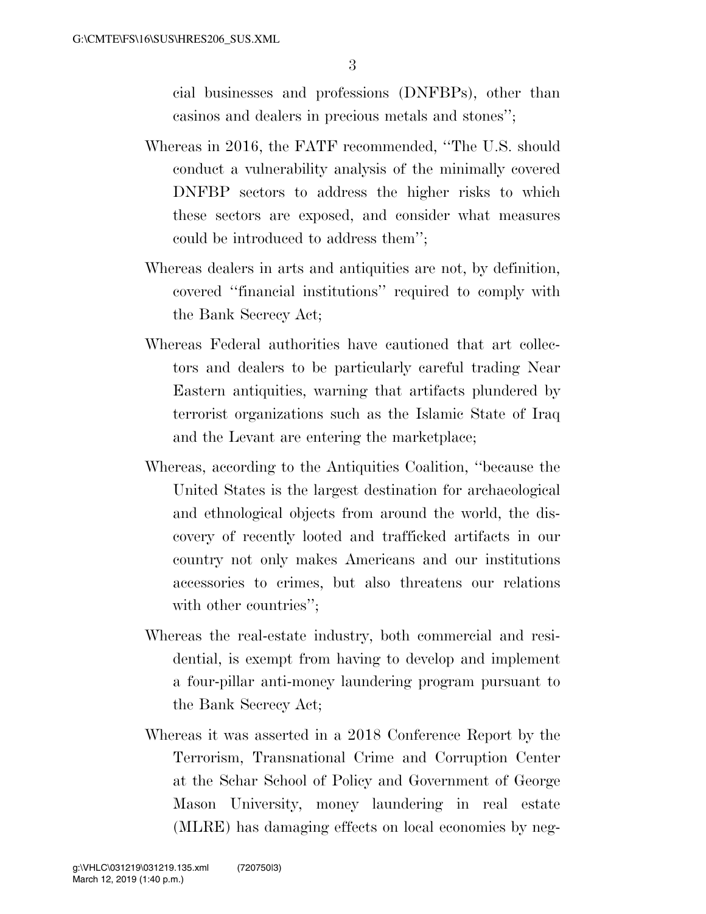cial businesses and professions (DNFBPs), other than casinos and dealers in precious metals and stones'';

Whereas in 2016, the FATF recommended, ''The U.S. should conduct a vulnerability analysis of the minimally covered DNFBP sectors to address the higher risks to which these sectors are exposed, and consider what measures could be introduced to address them'';

Whereas dealers in arts and antiquities are not, by definition, covered ''financial institutions'' required to comply with the Bank Secrecy Act;

Whereas Federal authorities have cautioned that art collectors and dealers to be particularly careful trading Near Eastern antiquities, warning that artifacts plundered by terrorist organizations such as the Islamic State of Iraq and the Levant are entering the marketplace;

Whereas, according to the Antiquities Coalition, ''because the United States is the largest destination for archaeological and ethnological objects from around the world, the discovery of recently looted and trafficked artifacts in our country not only makes Americans and our institutions accessories to crimes, but also threatens our relations with other countries'';

Whereas the real-estate industry, both commercial and residential, is exempt from having to develop and implement a four-pillar anti-money laundering program pursuant to the Bank Secrecy Act;

Whereas it was asserted in a 2018 Conference Report by the Terrorism, Transnational Crime and Corruption Center at the Schar School of Policy and Government of George Mason University, money laundering in real estate (MLRE) has damaging effects on local economies by neg-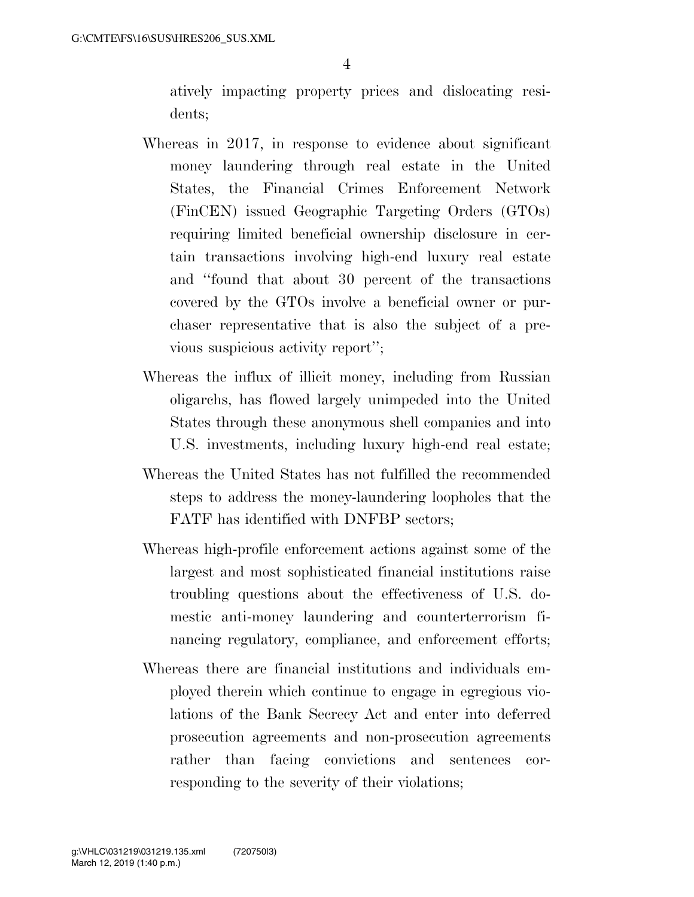atively impacting property prices and dislocating residents;

Whereas in 2017, in response to evidence about significant money laundering through real estate in the United States, the Financial Crimes Enforcement Network (FinCEN) issued Geographic Targeting Orders (GTOs) requiring limited beneficial ownership disclosure in certain transactions involving high-end luxury real estate and "found that about 30 percent of the transactions covered by the GTOs involve a beneficial owner or purchaser representative that is also the subject of a previous suspicious activity report";

Whereas the influx of illicit money, including from Russian oligarchs, has flowed largely unimpeded into the United States through these anonymous shell companies and into U.S. investments, including luxury high-end real estate;

Whereas the United States has not fulfilled the recommended steps to address the money-laundering loopholes that the FATF has identified with DNFBP sectors;

Whereas high-profile enforcement actions against some of the largest and most sophisticated financial institutions raise troubling questions about the effectiveness of U.S. domestic anti-money laundering and counterterrorism financing regulatory, compliance, and enforcement efforts;

Whereas there are financial institutions and individuals employed therein which continue to engage in egregious violations of the Bank Secrecy Act and enter into deferred prosecution agreements and non-prosecution agreements rather than facing convictions and sentences corresponding to the severity of their violations;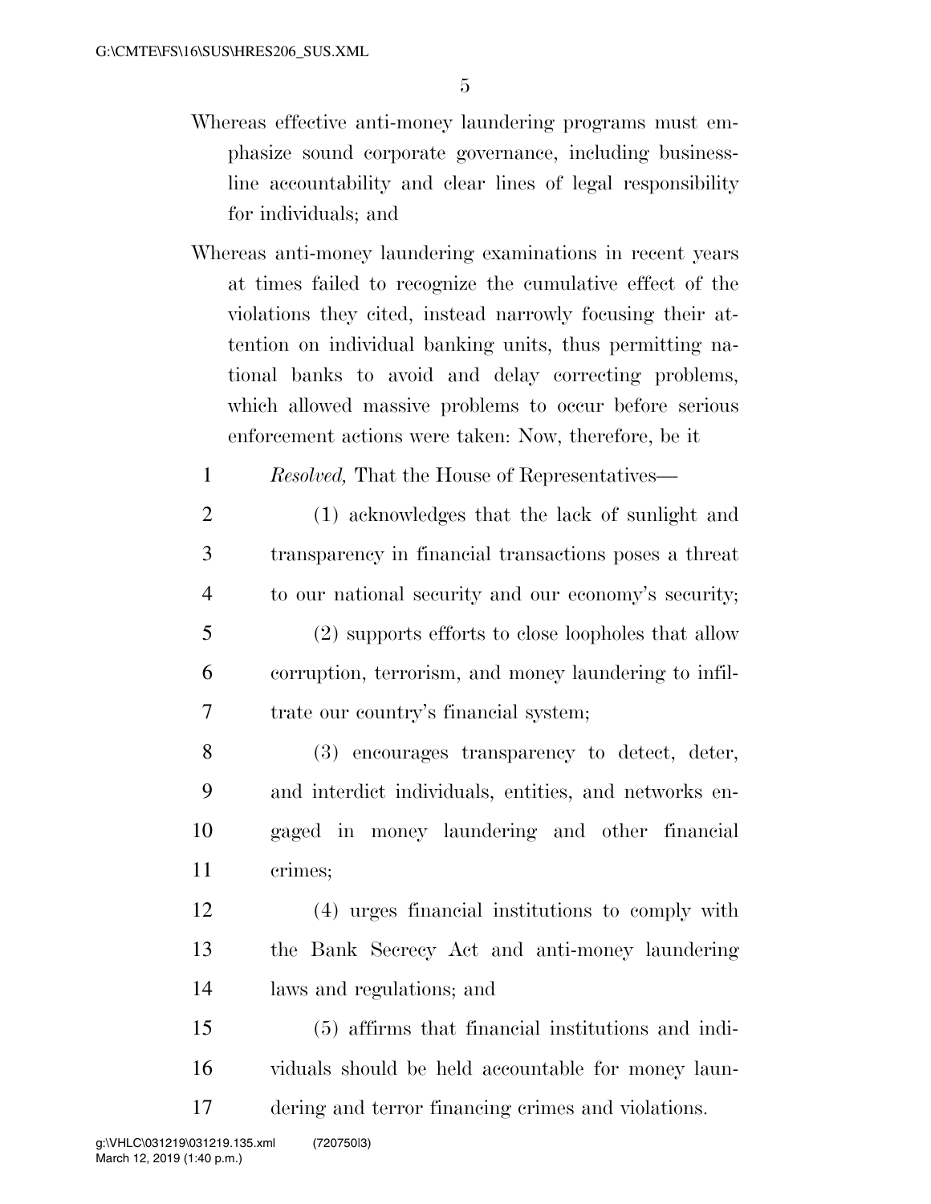Whereas effective anti-money laundering programs must emphasize sound corporate governance, including business-line accountability and clear lines of legal responsibility for individuals; and

Whereas anti-money laundering examinations in recent years at times failed to recognize the cumulative effect of the violations they cited, instead narrowly focusing their attention on individual banking units, thus permitting national banks to avoid and delay correcting problems, which allowed massive problems to occur before serious enforcement actions were taken: Now, therefore, be it

*Resolved,* That the House of Representatives—

(1) acknowledges that the lack of sunlight and transparency in financial transactions poses a threat to our national security and our economy's security;

(2) supports efforts to close loopholes that allow corruption, terrorism, and money laundering to infiltrate our country's financial system;

(3) encourages transparency to detect, deter, and interdict individuals, entities, and networks engaged in money laundering and other financial crimes;

(4) urges financial institutions to comply with the Bank Secrecy Act and anti-money laundering laws and regulations; and

(5) affirms that financial institutions and individuals should be held accountable for money laundering and terror financing crimes and violations.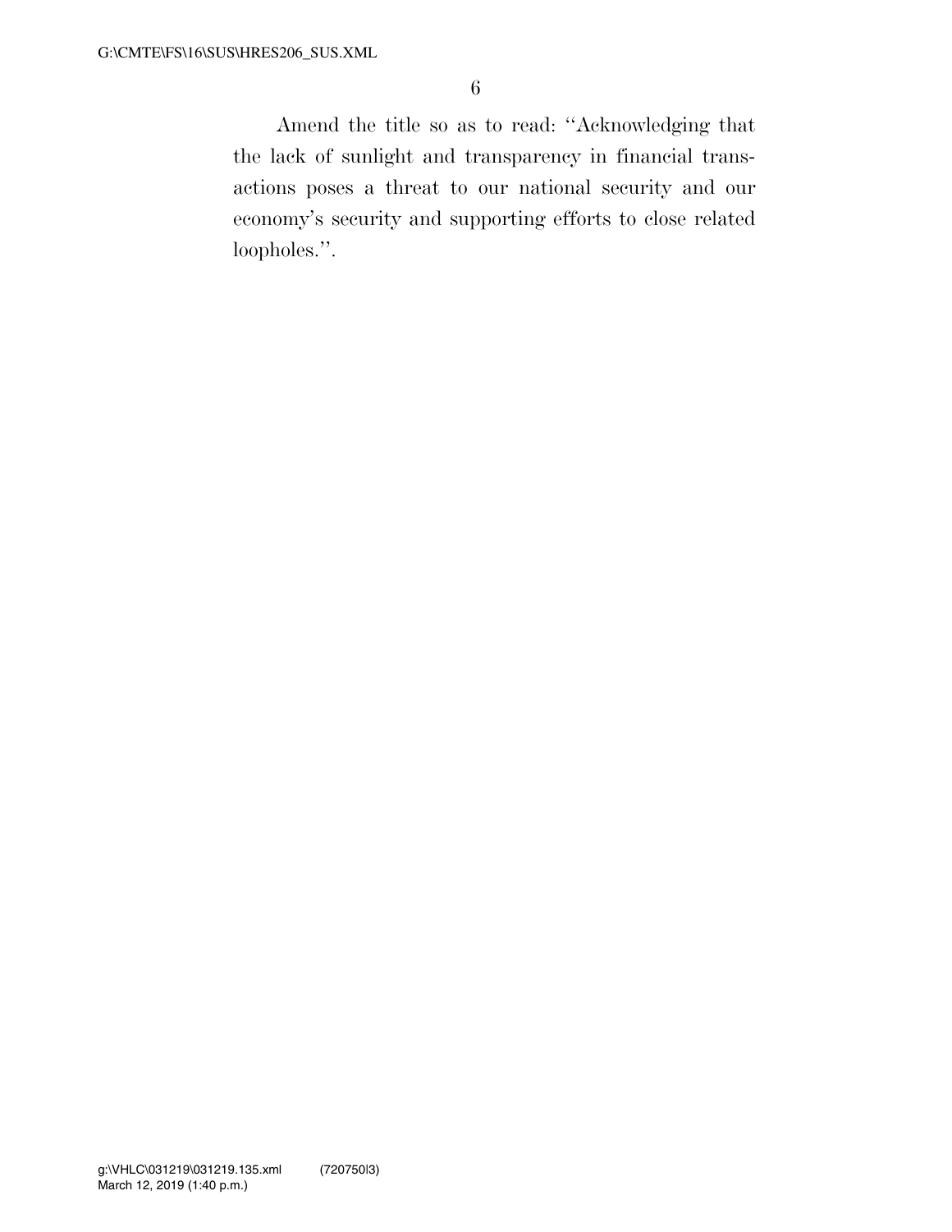Amend the title so as to read: ''Acknowledging that the lack of sunlight and transparency in financial transactions poses a threat to our national security and our economy's security and supporting efforts to close related loopholes.''.